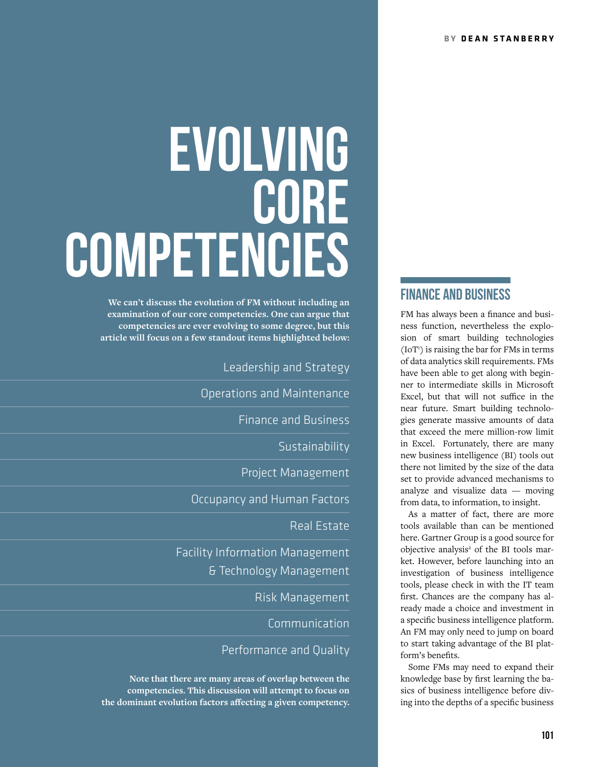BY **DEAN STANBERRY**

# EVOLVING CORE COMPETENCIES

**We can't discuss the evolution of FM without including an examination of our core competencies. One can argue that competencies are ever evolving to some degree, but this article will focus on a few standout items highlighted below:**

- Leadership and Strategy
- Operations and Maintenance
- Finance and Business
- Sustainability
- Project Management
- Occupancy and Human Factors
- Real Estate
- Facility Information Management & Technology Management
- Risk Management
- Communication
- Performance and Quality

**Note that there are many areas of overlap between the competencies. This discussion will attempt to focus on the dominant evolution factors affecting a given competency.**

## FINANCE AND BUSINESS

FM has always been a finance and business function, nevertheless the explosion of smart building technologies (IoT[1]) is raising the bar for FMs in terms of data analytics skill requirements. FMs have been able to get along with beginner to intermediate skills in Microsoft Excel, but that will not suffice in the near future. Smart building technologies generate massive amounts of data that exceed the mere million-row limit in Excel. Fortunately, there are many new business intelligence (BI) tools out there not limited by the size of the data set to provide advanced mechanisms to analyze and visualize data — moving from data, to information, to insight.

As a matter of fact, there are more tools available than can be mentioned here. Gartner Group is a good source for objective analysis[2] of the BI tools market. However, before launching into an investigation of business intelligence tools, please check in with the IT team first. Chances are the company has already made a choice and investment in a specific business intelligence platform. An FM may only need to jump on board to start taking advantage of the BI platform's benefits.

Some FMs may need to expand their knowledge base by first learning the basics of business intelligence before diving into the depths of a specific business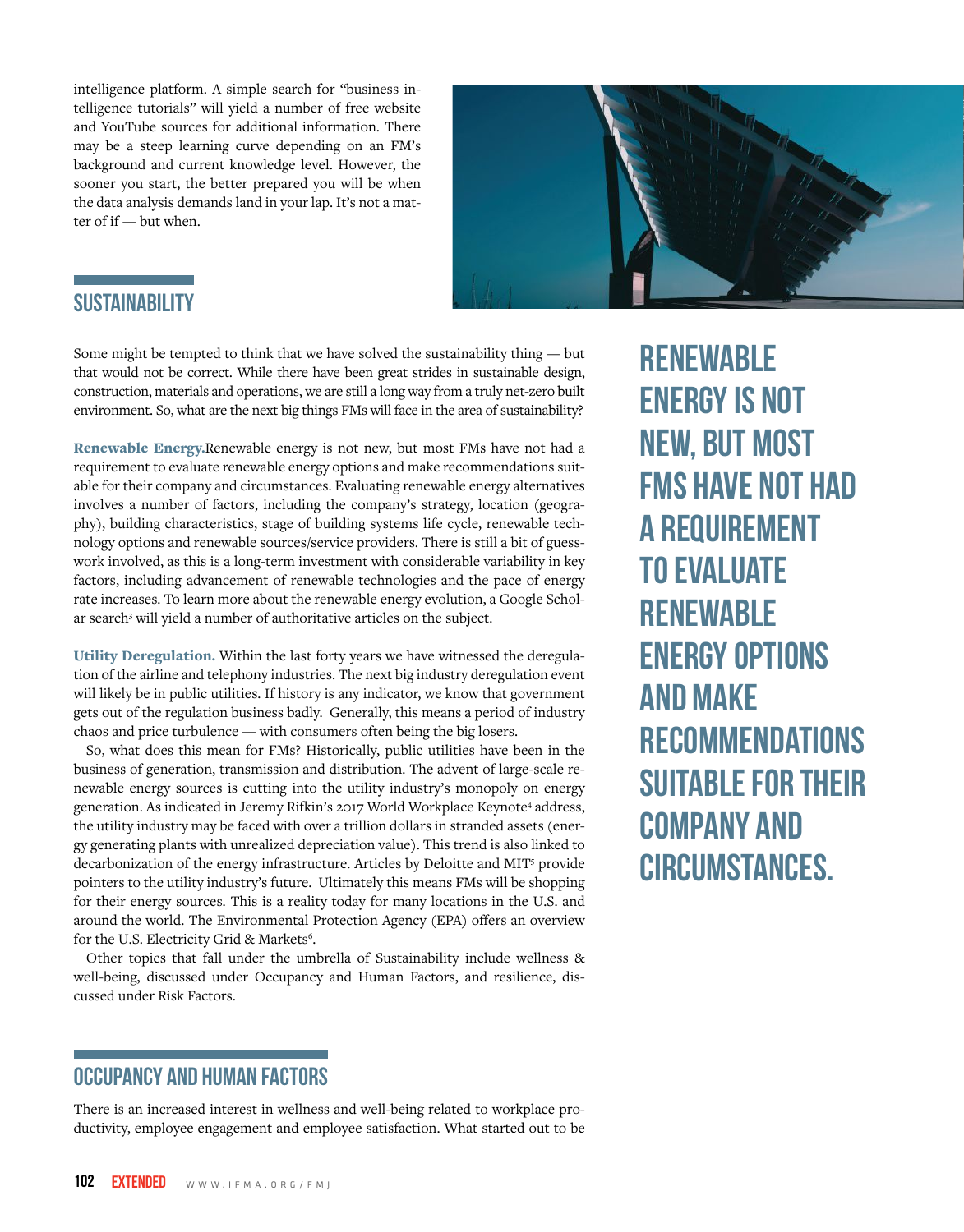intelligence platform. A simple search for "business intelligence tutorials" will yield a number of free website and YouTube sources for additional information. There may be a steep learning curve depending on an FM's background and current knowledge level. However, the sooner you start, the better prepared you will be when the data analysis demands land in your lap. It's not a matter of if — but when.

## SUSTAINABILITY

Some might be tempted to think that we have solved the sustainability thing — but that would not be correct. While there have been great strides in sustainable design, construction, materials and operations, we are still a long way from a truly net-zero built environment. So, what are the next big things FMs will face in the area of sustainability?

**Renewable Energy.** Renewable energy is not new, but most FMs have not had a requirement to evaluate renewable energy options and make recommendations suitable for their company and circumstances. Evaluating renewable energy alternatives involves a number of factors, including the company's strategy, location (geography), building characteristics, stage of building systems life cycle, renewable technology options and renewable sources/service providers. There is still a bit of guesswork involved, as this is a long-term investment with considerable variability in key factors, including advancement of renewable technologies and the pace of energy rate increases. To learn more about the renewable energy evolution, a Google Scholar search[3] will yield a number of authoritative articles on the subject.

**RENEWABLE ENERGY IS NOT NEW, BUT MOST FMS HAVE NOT HAD A REQUIREMENT TO EVALUATE RENEWABLE ENERGY OPTIONS AND MAKE RECOMMENDATIONS SUITABLE FOR THEIR COMPANY AND CIRCUMSTANCES.**

**Utility Deregulation.** Within the last forty years we have witnessed the deregulation of the airline and telephony industries. The next big industry deregulation event will likely be in public utilities. If history is any indicator, we know that government gets out of the regulation business badly. Generally, this means a period of industry chaos and price turbulence — with consumers often being the big losers.

So, what does this mean for FMs? Historically, public utilities have been in the business of generation, transmission and distribution. The advent of large-scale renewable energy sources is cutting into the utility industry's monopoly on energy generation. As indicated in Jeremy Rifkin's 2017 World Workplace Keynote[4] address, the utility industry may be faced with over a trillion dollars in stranded assets (energy generating plants with unrealized depreciation value). This trend is also linked to decarbonization of the energy infrastructure. Articles by Deloitte and MIT[5] provide pointers to the utility industry's future. Ultimately this means FMs will be shopping for their energy sources. This is a reality today for many locations in the U.S. and around the world. The Environmental Protection Agency (EPA) offers an overview for the U.S. Electricity Grid & Markets[6].

Other topics that fall under the umbrella of Sustainability include wellness & well-being, discussed under Occupancy and Human Factors, and resilience, discussed under Risk Factors.

## OCCUPANCY AND HUMAN FACTORS

There is an increased interest in wellness and well-being related to workplace productivity, employee engagement and employee satisfaction. What started out to be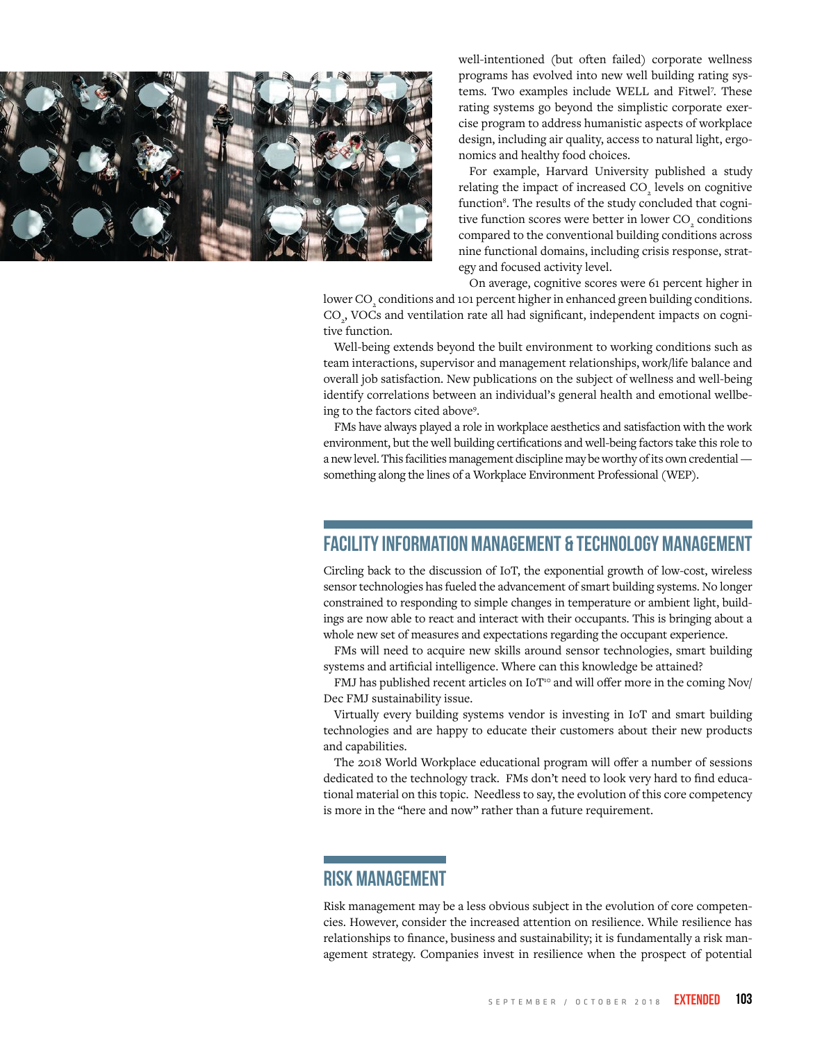well-intentioned (but often failed) corporate wellness programs has evolved into new well building rating systems. Two examples include WELL and Fitwel[7]. These rating systems go beyond the simplistic corporate exercise program to address humanistic aspects of workplace design, including air quality, access to natural light, ergonomics and healthy food choices.

For example, Harvard University published a study relating the impact of increased $CO_2$ levels on cognitive function[8]. The results of the study concluded that cognitive function scores were better in lower $CO_2$ conditions compared to the conventional building conditions across nine functional domains, including crisis response, strategy and focused activity level.

On average, cognitive scores were 61 percent higher in lower $CO_2$ conditions and 101 percent higher in enhanced green building conditions. $CO_2$, VOCs and ventilation rate all had significant, independent impacts on cognitive function.

Well-being extends beyond the built environment to working conditions such as team interactions, supervisor and management relationships, work/life balance and overall job satisfaction. New publications on the subject of wellness and well-being identify correlations between an individual's general health and emotional wellbeing to the factors cited above[9].

FMs have always played a role in workplace aesthetics and satisfaction with the work environment, but the well building certifications and well-being factors take this role to a new level. This facilities management discipline may be worthy of its own credential — something along the lines of a Workplace Environment Professional (WEP).

## FACILITY INFORMATION MANAGEMENT & TECHNOLOGY MANAGEMENT

Circling back to the discussion of IoT, the exponential growth of low-cost, wireless sensor technologies has fueled the advancement of smart building systems. No longer constrained to responding to simple changes in temperature or ambient light, buildings are now able to react and interact with their occupants. This is bringing about a whole new set of measures and expectations regarding the occupant experience.

FMs will need to acquire new skills around sensor technologies, smart building systems and artificial intelligence. Where can this knowledge be attained?

FMJ has published recent articles on IoT[10] and will offer more in the coming Nov/Dec FMJ sustainability issue.

Virtually every building systems vendor is investing in IoT and smart building technologies and are happy to educate their customers about their new products and capabilities.

The 2018 World Workplace educational program will offer a number of sessions dedicated to the technology track. FMs don't need to look very hard to find educational material on this topic. Needless to say, the evolution of this core competency is more in the "here and now" rather than a future requirement.

## RISK MANAGEMENT

Risk management may be a less obvious subject in the evolution of core competencies. However, consider the increased attention on resilience. While resilience has relationships to finance, business and sustainability; it is fundamentally a risk management strategy. Companies invest in resilience when the prospect of potential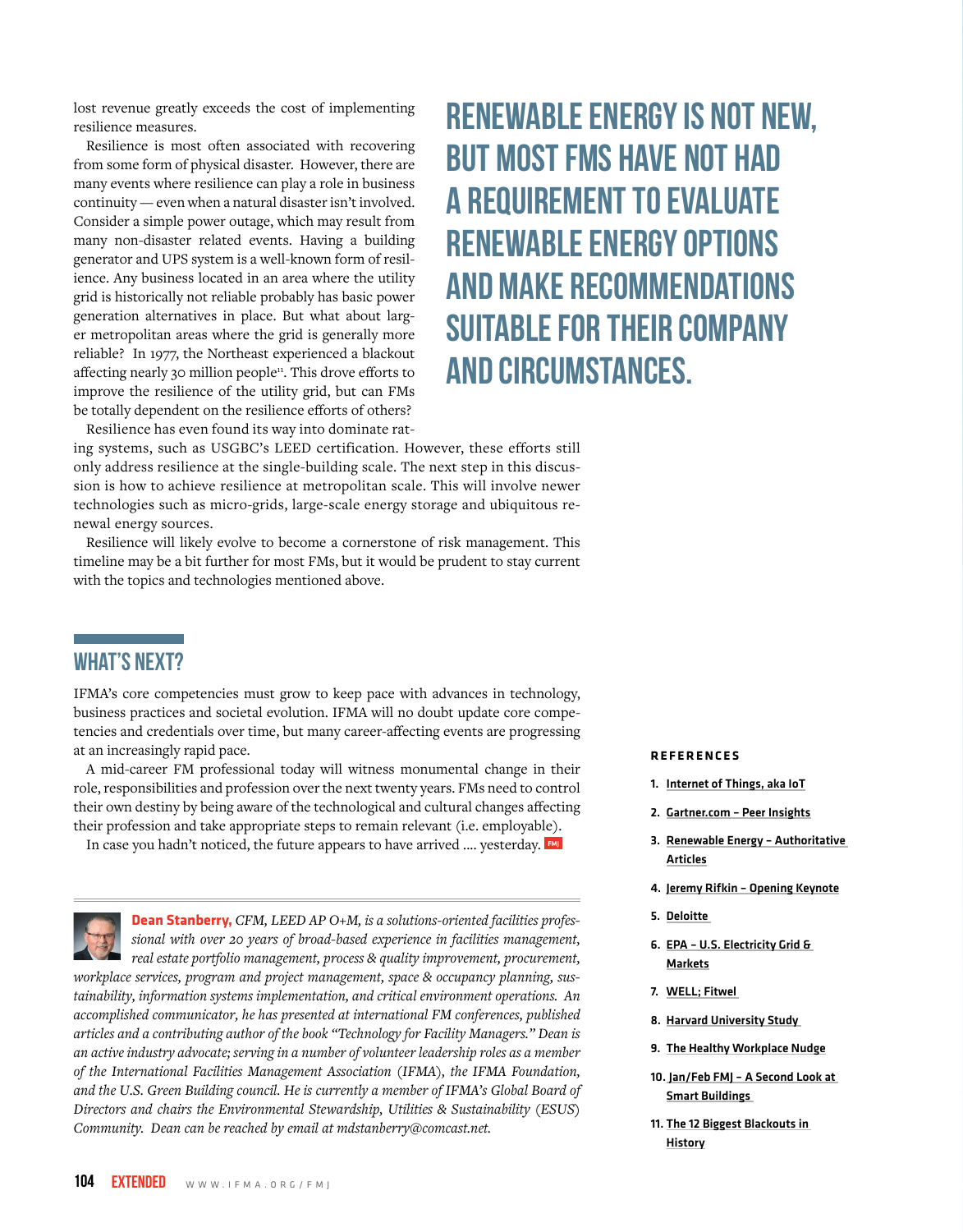lost revenue greatly exceeds the cost of implementing resilience measures.

Resilience is most often associated with recovering from some form of physical disaster. However, there are many events where resilience can play a role in business continuity — even when a natural disaster isn't involved. Consider a simple power outage, which may result from many non-disaster related events. Having a building generator and UPS system is a well-known form of resilience. Any business located in an area where the utility grid is historically not reliable probably has basic power generation alternatives in place. But what about larger metropolitan areas where the grid is generally more reliable? In 1977, the Northeast experienced a blackout affecting nearly 30 million people[11]. This drove efforts to improve the resilience of the utility grid, but can FMs be totally dependent on the resilience efforts of others?

Resilience has even found its way into dominate rating systems, such as USGBC's LEED certification. However, these efforts still only address resilience at the single-building scale. The next step in this discussion is how to achieve resilience at metropolitan scale. This will involve newer technologies such as micro-grids, large-scale energy storage and ubiquitous renewal energy sources.

Resilience will likely evolve to become a cornerstone of risk management. This timeline may be a bit further for most FMs, but it would be prudent to stay current with the topics and technologies mentioned above.

**RENEWABLE ENERGY IS NOT NEW, BUT MOST FMS HAVE NOT HAD A REQUIREMENT TO EVALUATE RENEWABLE ENERGY OPTIONS AND MAKE RECOMMENDATIONS SUITABLE FOR THEIR COMPANY AND CIRCUMSTANCES.**

## WHAT'S NEXT?

IFMA's core competencies must grow to keep pace with advances in technology, business practices and societal evolution. IFMA will no doubt update core competencies and credentials over time, but many career-affecting events are progressing at an increasingly rapid pace.

A mid-career FM professional today will witness monumental change in their role, responsibilities and profession over the next twenty years. FMs need to control their own destiny by being aware of the technological and cultural changes affecting their profession and take appropriate steps to remain relevant (i.e. employable).

In case you hadn't noticed, the future appears to have arrived .... yesterday. FMJ

---

**Dean Stanberry,** *CFM, LEED AP O+M, is a solutions-oriented facilities professional with over 20 years of broad-based experience in facilities management, real estate portfolio management, process & quality improvement, procurement, workplace services, program and project management, space & occupancy planning, sustainability, information systems implementation, and critical environment operations. An accomplished communicator, he has presented at international FM conferences, published articles and a contributing author of the book "Technology for Facility Managers." Dean is an active industry advocate; serving in a number of volunteer leadership roles as a member of the International Facilities Management Association (IFMA), the IFMA Foundation, and the U.S. Green Building council. He is currently a member of IFMA's Global Board of Directors and chairs the Environmental Stewardship, Utilities & Sustainability (ESUS) Community. Dean can be reached by email at mdstanberry@comcast.net.*

### REFERENCES

1. Internet of Things, aka IoT
2. Gartner.com – Peer Insights
3. Renewable Energy – Authoritative Articles
4. Jeremy Rifkin – Opening Keynote
5. Deloitte
6. EPA – U.S. Electricity Grid & Markets
7. WELL; Fitwel
8. Harvard University Study
9. The Healthy Workplace Nudge
10. Jan/Feb FMJ – A Second Look at Smart Buildings
11. The 12 Biggest Blackouts in History